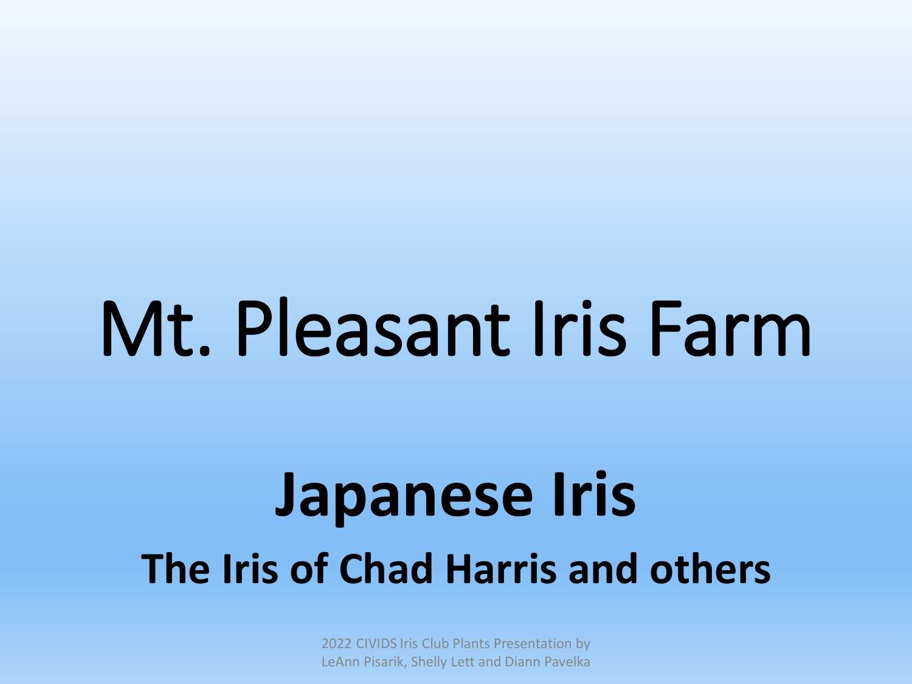# Mt. Pleasant Iris Farm

## Japanese Iris

### The Iris of Chad Harris and others

2022 CIVIDS Iris Club Plants Presentation by
LeAnn Pisarik, Shelly Lett and Diann Pavelka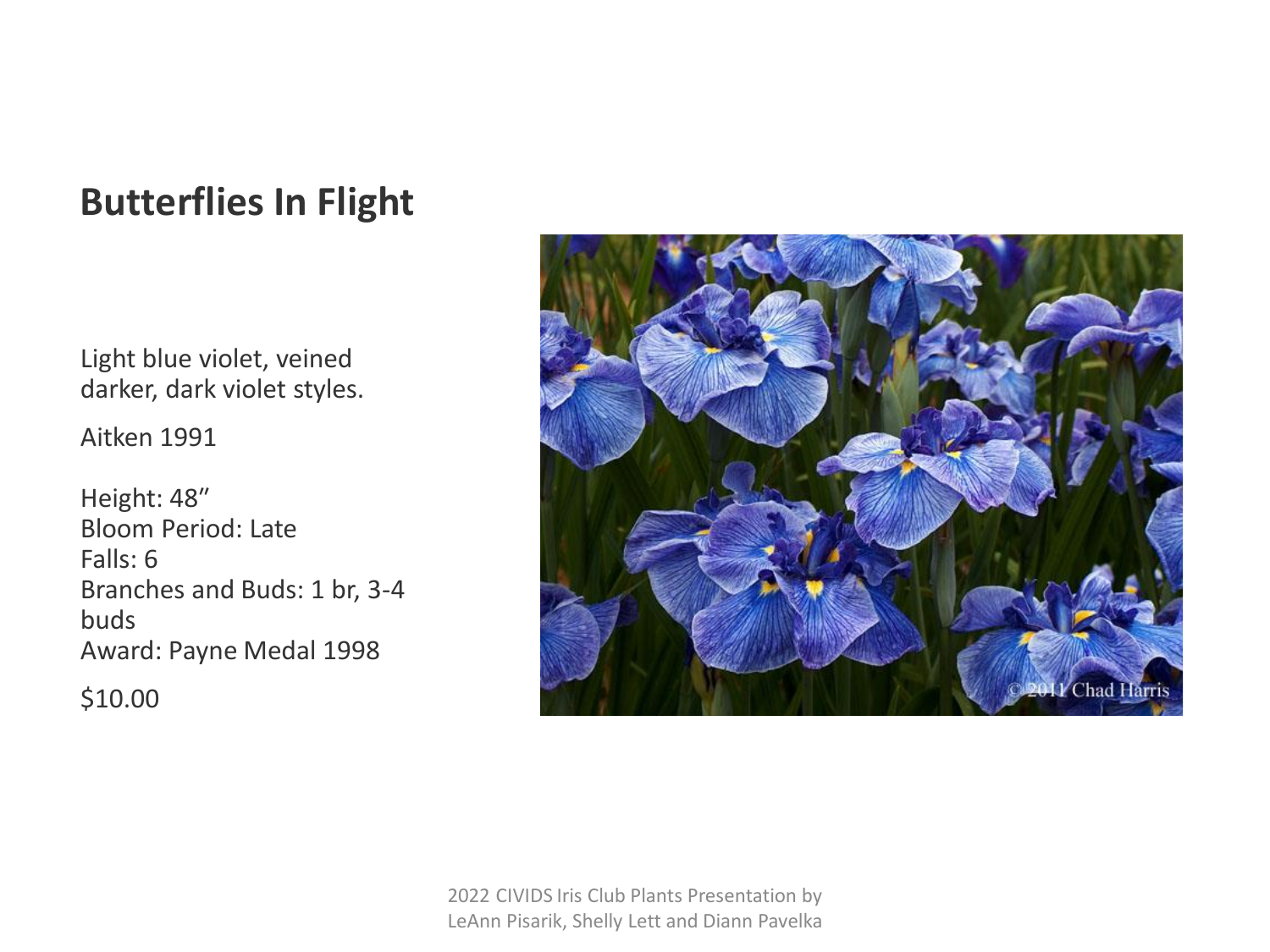## Butterflies In Flight

Light blue violet, veined darker, dark violet styles.

Aitken 1991

Height: 48″
Bloom Period: Late
Falls: 6
Branches and Buds: 1 br, 3-4 buds
Award: Payne Medal 1998

$10.00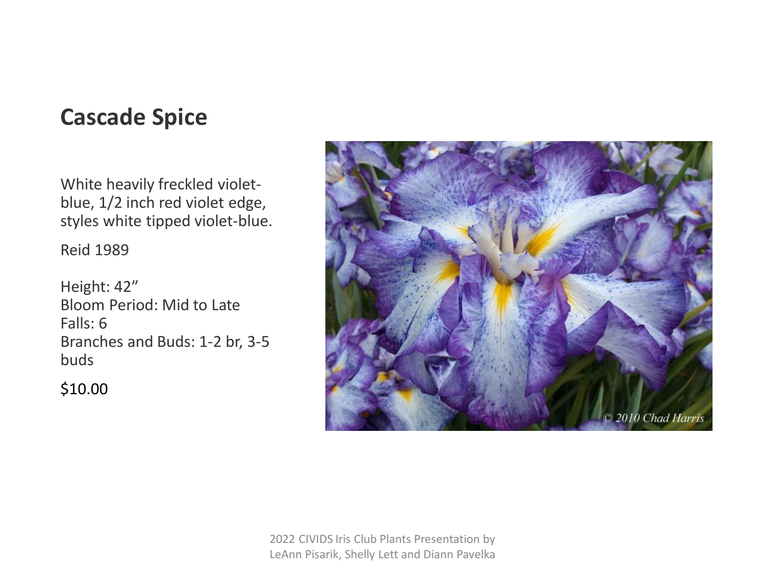## Cascade Spice

White heavily freckled violet-blue, 1/2 inch red violet edge, styles white tipped violet-blue.

Reid 1989

Height: 42"
Bloom Period: Mid to Late
Falls: 6
Branches and Buds: 1-2 br, 3-5 buds

$10.00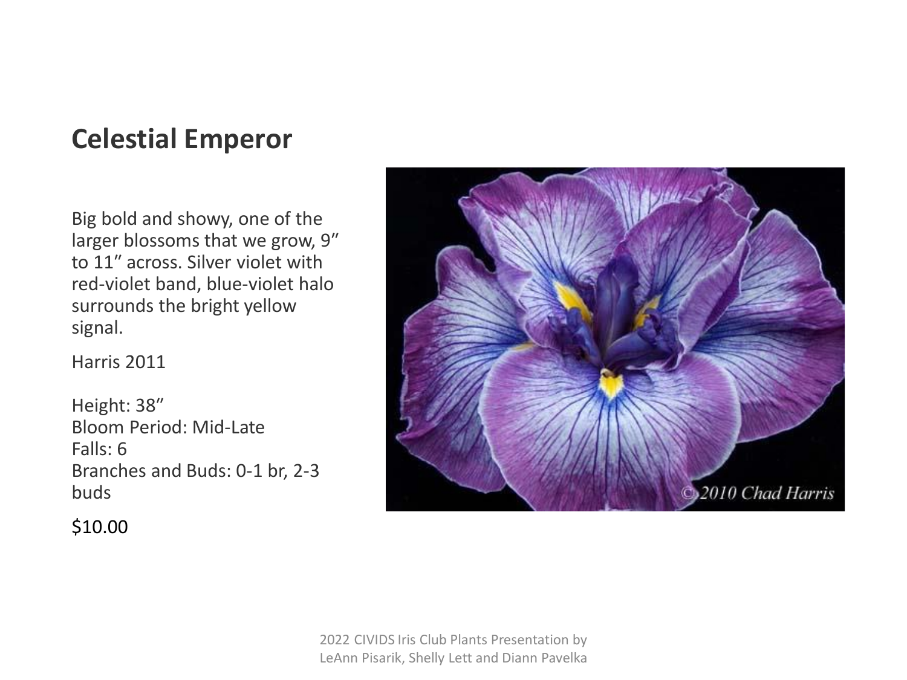# Celestial Emperor

Big bold and showy, one of the larger blossoms that we grow, 9″ to 11″ across. Silver violet with red-violet band, blue-violet halo surrounds the bright yellow signal.

Harris 2011

Height: 38″
Bloom Period: Mid-Late
Falls: 6
Branches and Buds: 0-1 br, 2-3 buds

$10.00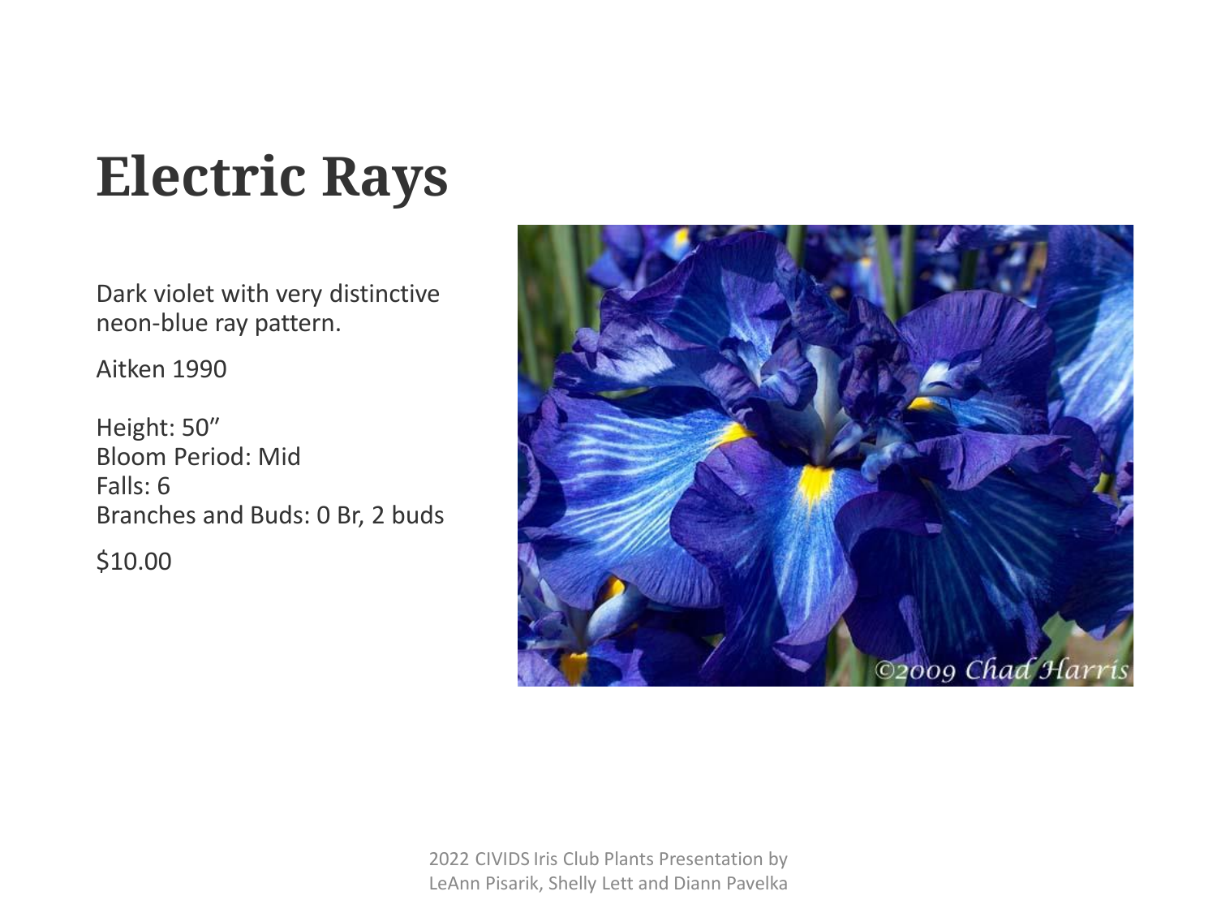# Electric Rays

Dark violet with very distinctive neon-blue ray pattern.

Aitken 1990

Height: 50″
Bloom Period: Mid
Falls: 6
Branches and Buds: 0 Br, 2 buds

$10.00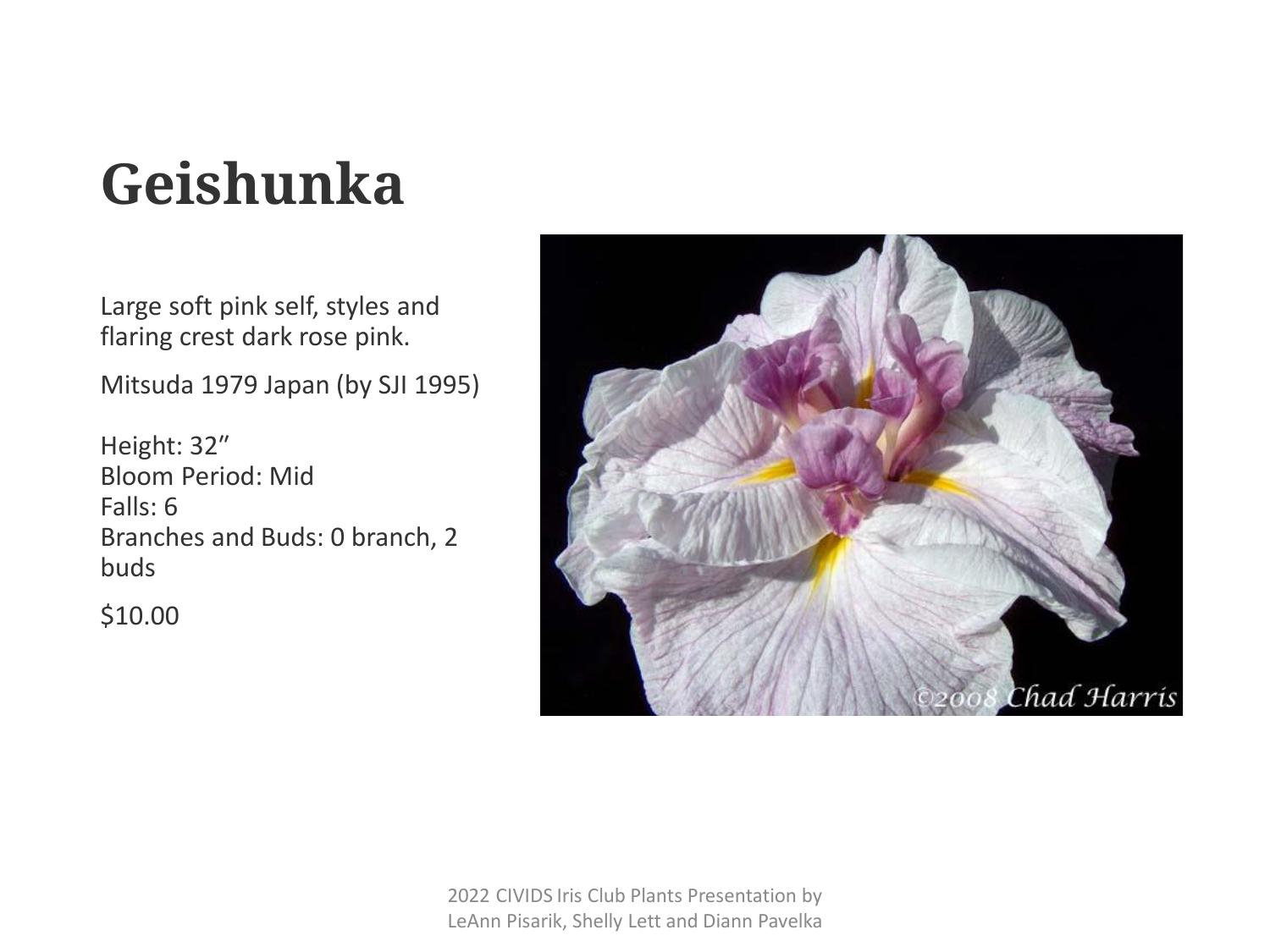# Geishunka

Large soft pink self, styles and flaring crest dark rose pink.

Mitsuda 1979 Japan (by SJI 1995)

Height: 32”
Bloom Period: Mid
Falls: 6
Branches and Buds: 0 branch, 2 buds

$10.00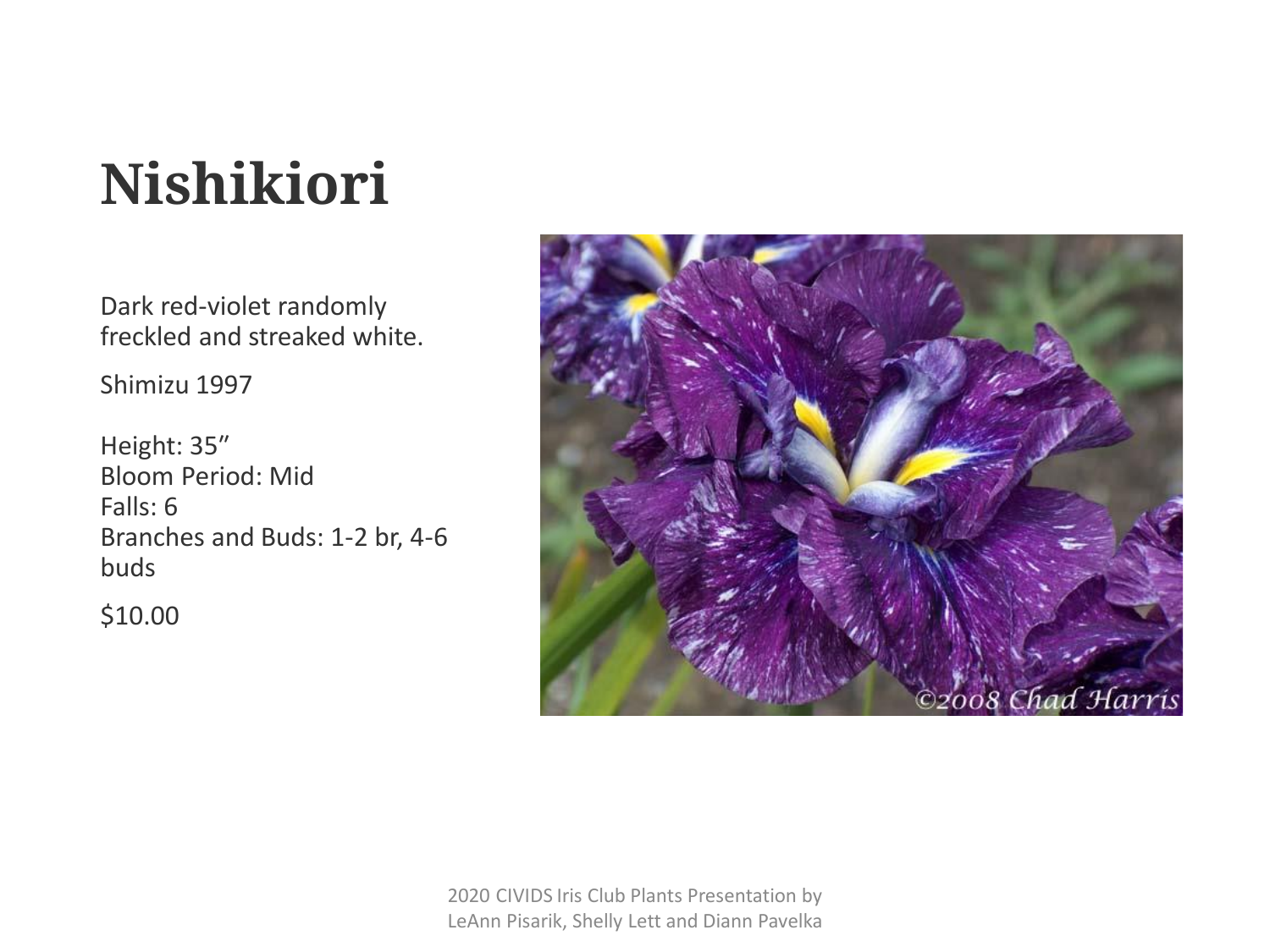# Nishikiori

Dark red-violet randomly freckled and streaked white.

Shimizu 1997

Height: 35"
Bloom Period: Mid
Falls: 6
Branches and Buds: 1-2 br, 4-6 buds

$10.00

2020 CIVIDS Iris Club Plants Presentation by LeAnn Pisarik, Shelly Lett and Diann Pavelka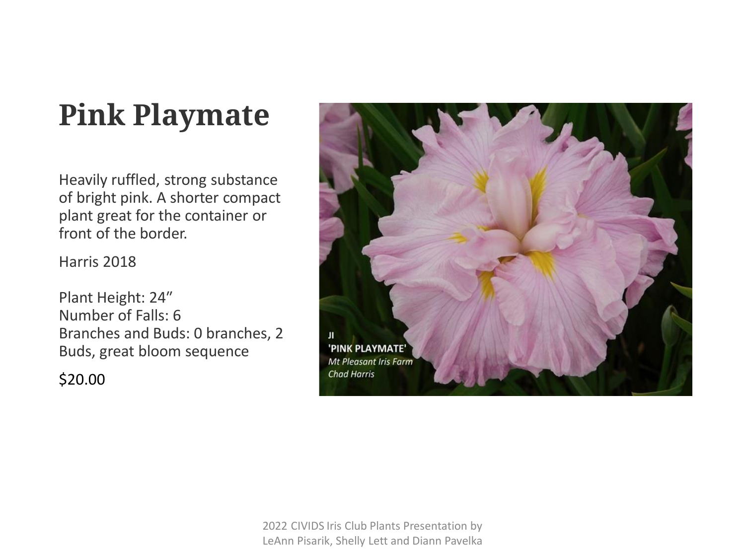# Pink Playmate

Heavily ruffled, strong substance of bright pink. A shorter compact plant great for the container or front of the border.

Harris 2018

Plant Height: 24”
Number of Falls: 6
Branches and Buds: 0 branches, 2 Buds, great bloom sequence

$20.00

2022 CIVIDS Iris Club Plants Presentation by LeAnn Pisarik, Shelly Lett and Diann Pavelka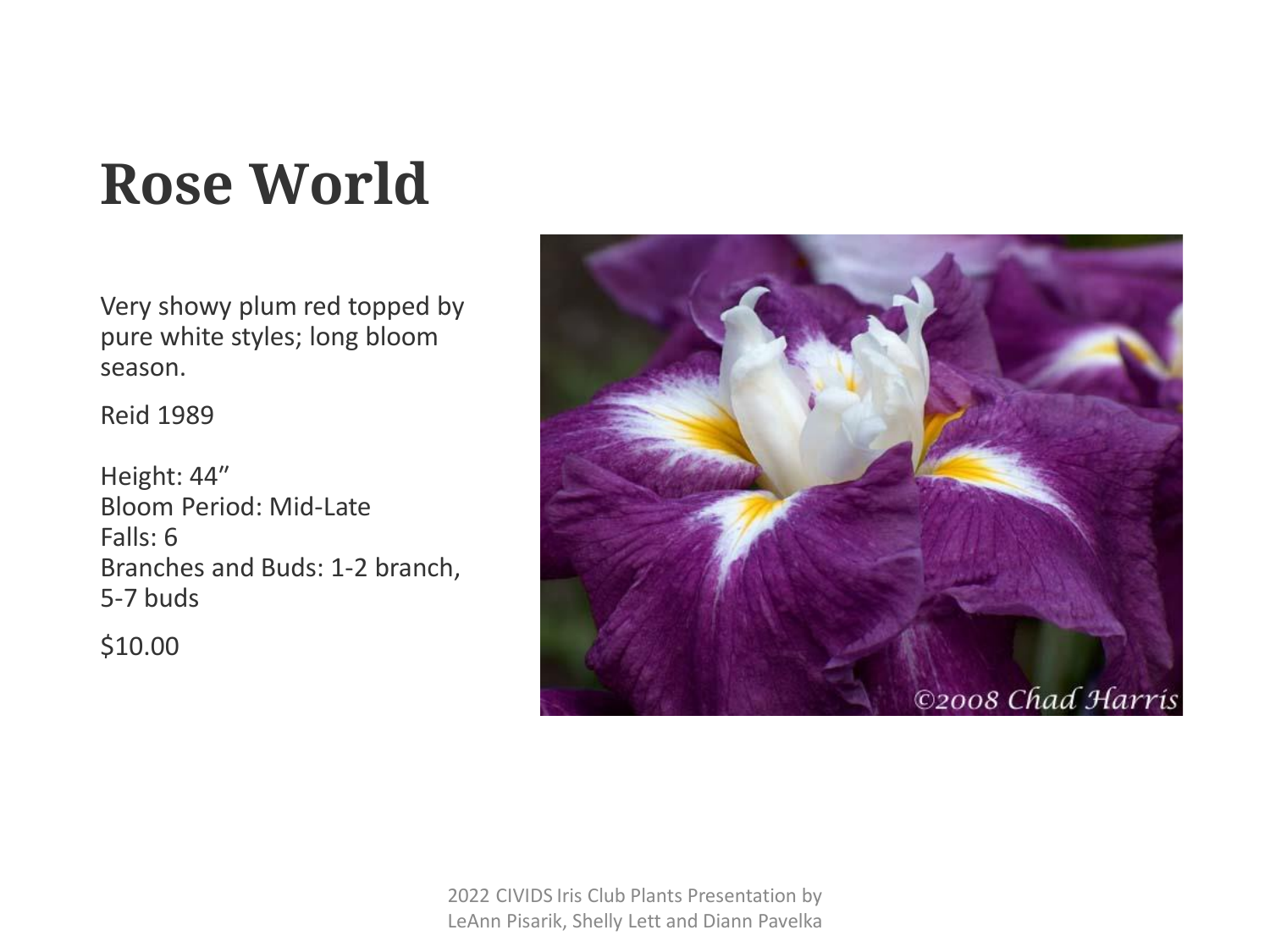# Rose World

Very showy plum red topped by pure white styles; long bloom season.

Reid 1989

Height: 44″
Bloom Period: Mid-Late
Falls: 6
Branches and Buds: 1-2 branch, 5-7 buds

$10.00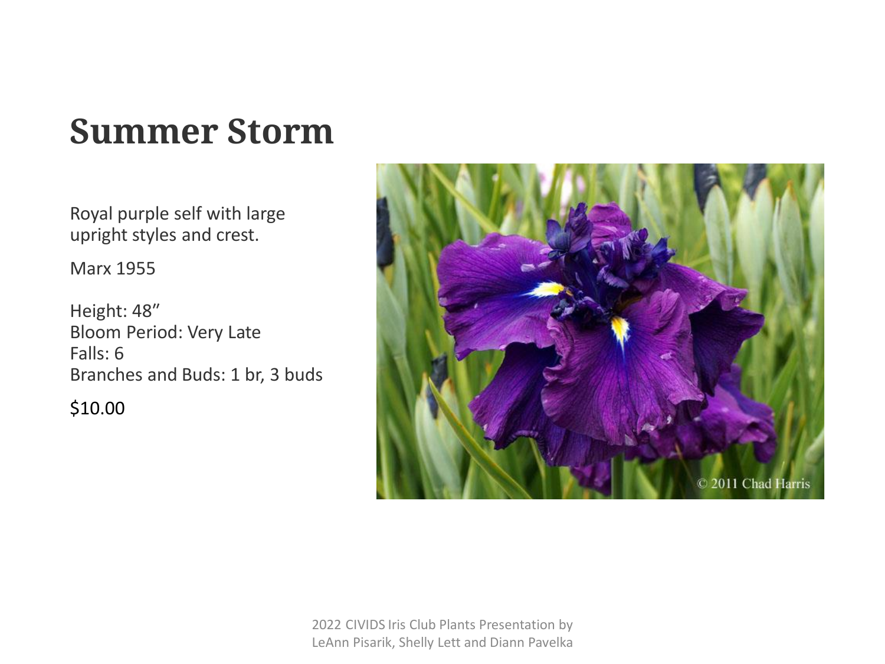# Summer Storm

Royal purple self with large upright styles and crest.

Marx 1955

Height: 48″
Bloom Period: Very Late
Falls: 6
Branches and Buds: 1 br, 3 buds

$10.00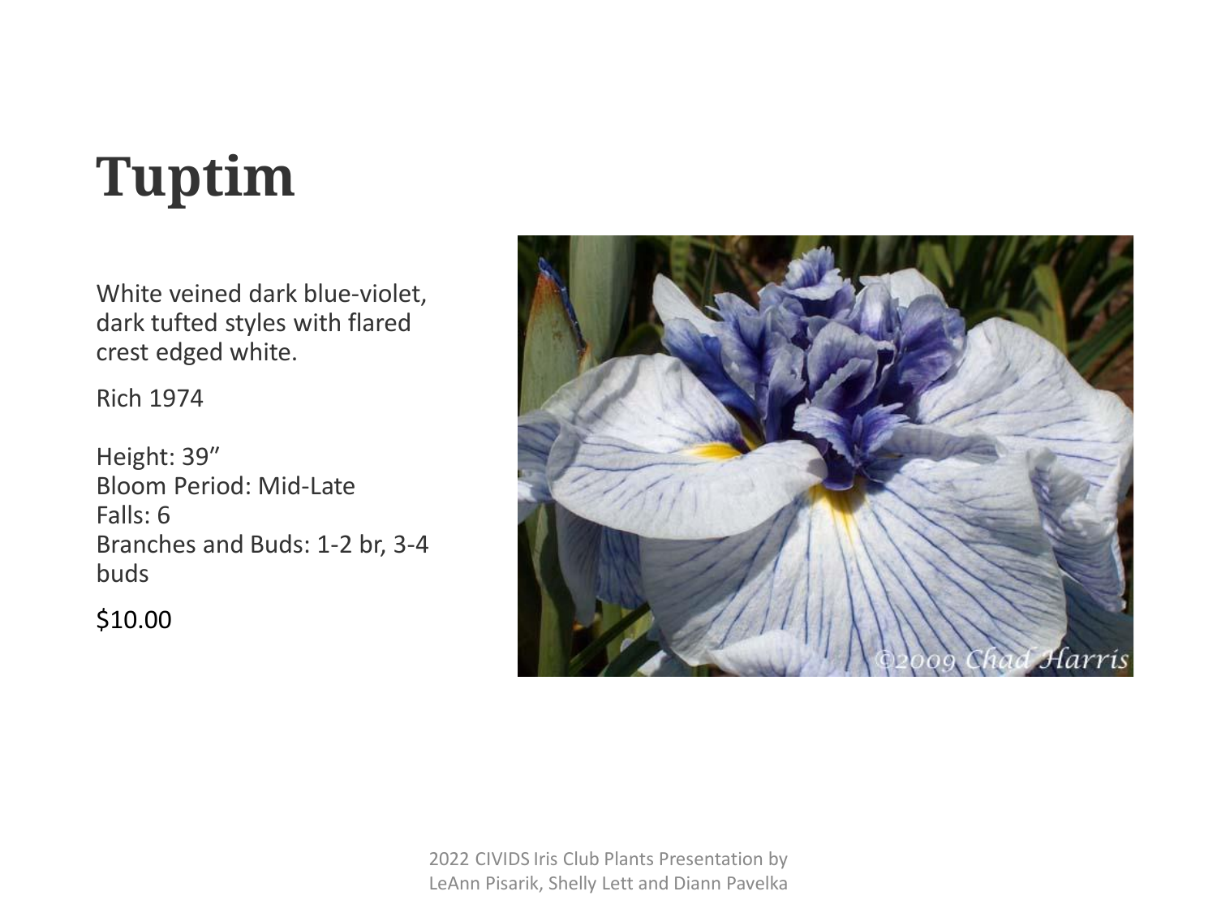# Tuptim

White veined dark blue-violet, dark tufted styles with flared crest edged white.

Rich 1974

Height: 39"
Bloom Period: Mid-Late
Falls: 6
Branches and Buds: 1-2 br, 3-4 buds

$10.00

2022 CIVIDS Iris Club Plants Presentation by LeAnn Pisarik, Shelly Lett and Diann Pavelka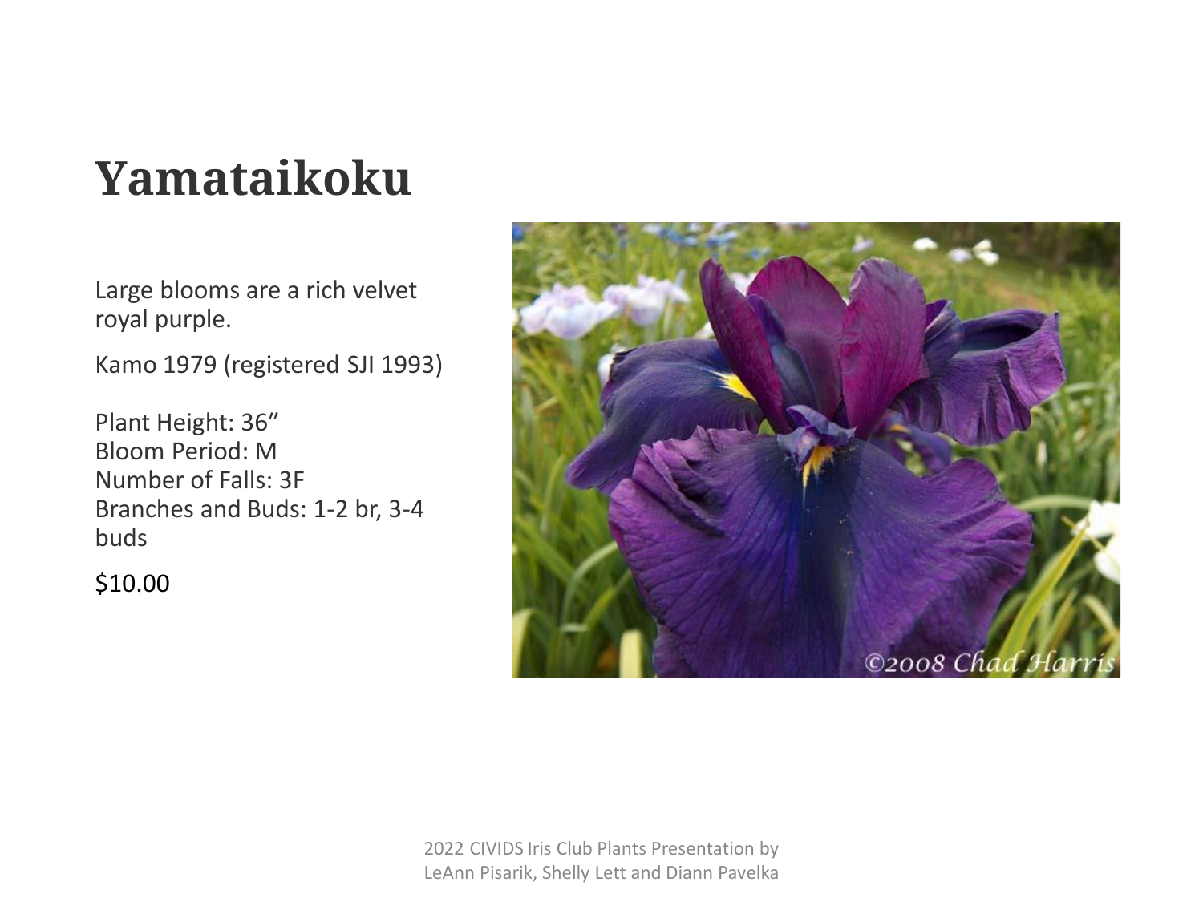# Yamataikoku

Large blooms are a rich velvet royal purple.

Kamo 1979 (registered SJI 1993)

Plant Height: 36"
Bloom Period: M
Number of Falls: 3F
Branches and Buds: 1-2 br, 3-4 buds

$10.00

2022 CIVIDS Iris Club Plants Presentation by LeAnn Pisarik, Shelly Lett and Diann Pavelka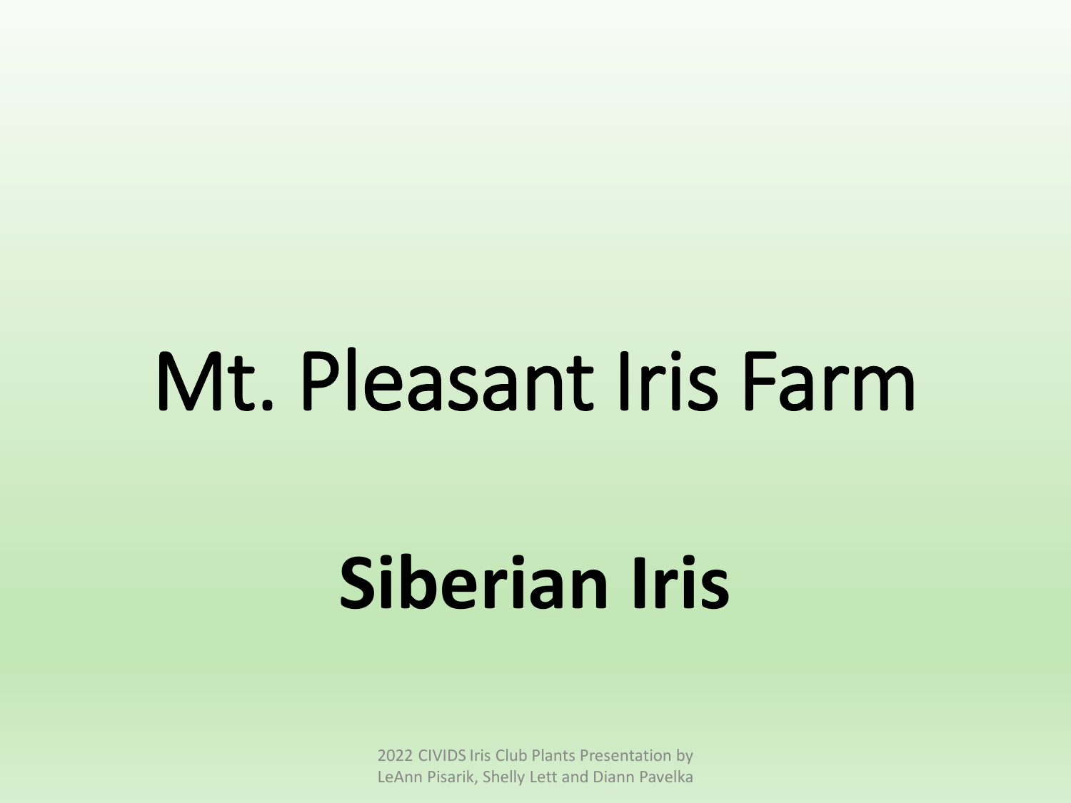# Mt. Pleasant Iris Farm

## **Siberian Iris**

2022 CIVIDS Iris Club Plants Presentation by
LeAnn Pisarik, Shelly Lett and Diann Pavelka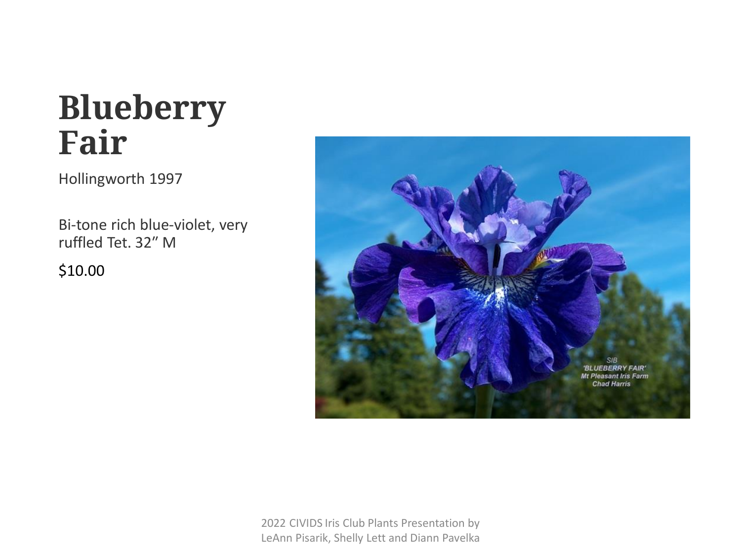# Blueberry Fair

Hollingworth 1997

Bi-tone rich blue-violet, very ruffled Tet. 32” M

$10.00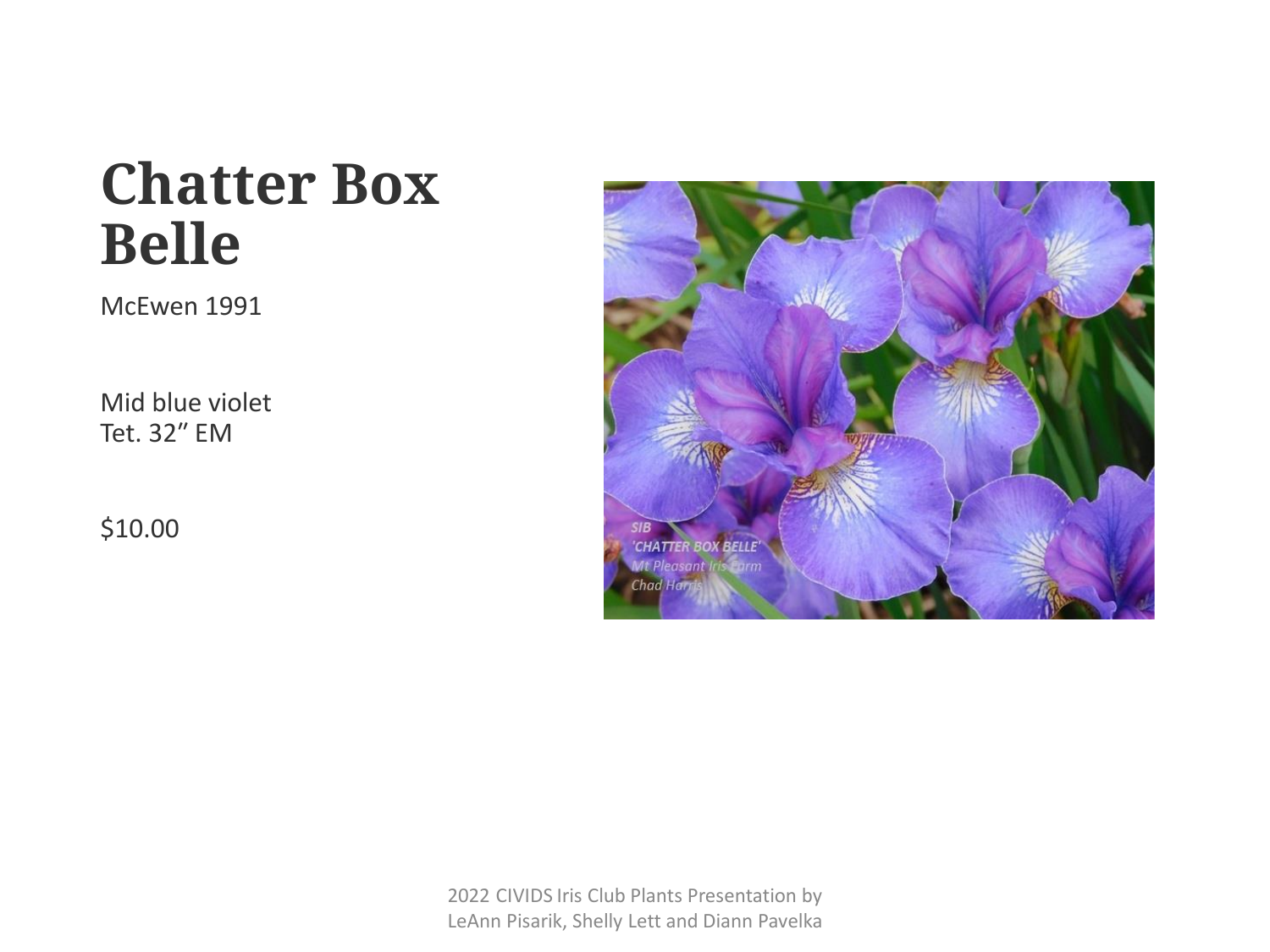# Chatter Box Belle

McEwen 1991

Mid blue violet
Tet. 32″ EM

$10.00

2022 CIVIDS Iris Club Plants Presentation by LeAnn Pisarik, Shelly Lett and Diann Pavelka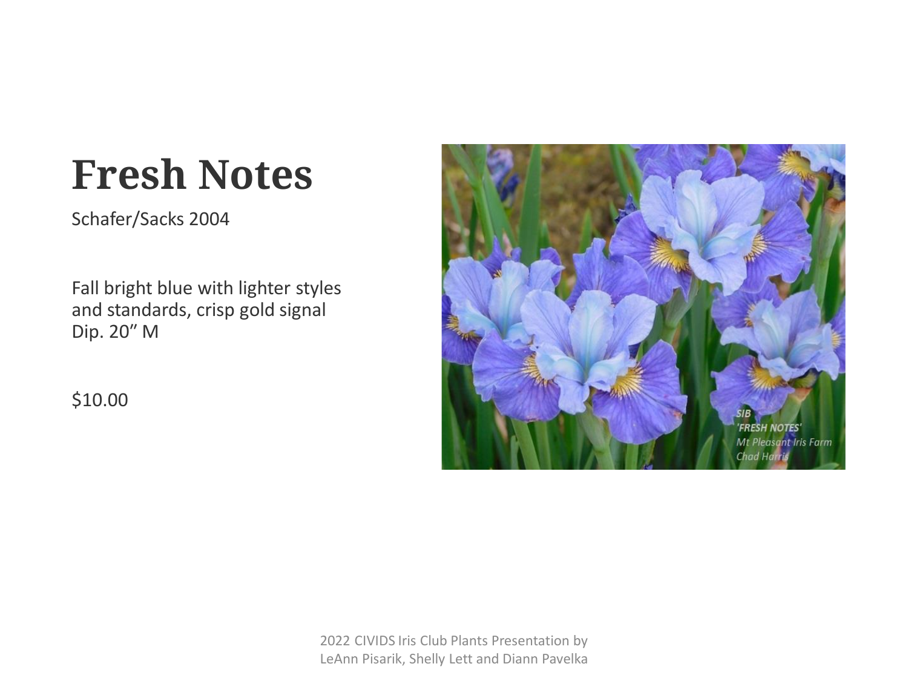# Fresh Notes

Schafer/Sacks 2004

Fall bright blue with lighter styles and standards, crisp gold signal
Dip. 20" M

$10.00

2022 CIVIDS Iris Club Plants Presentation by LeAnn Pisarik, Shelly Lett and Diann Pavelka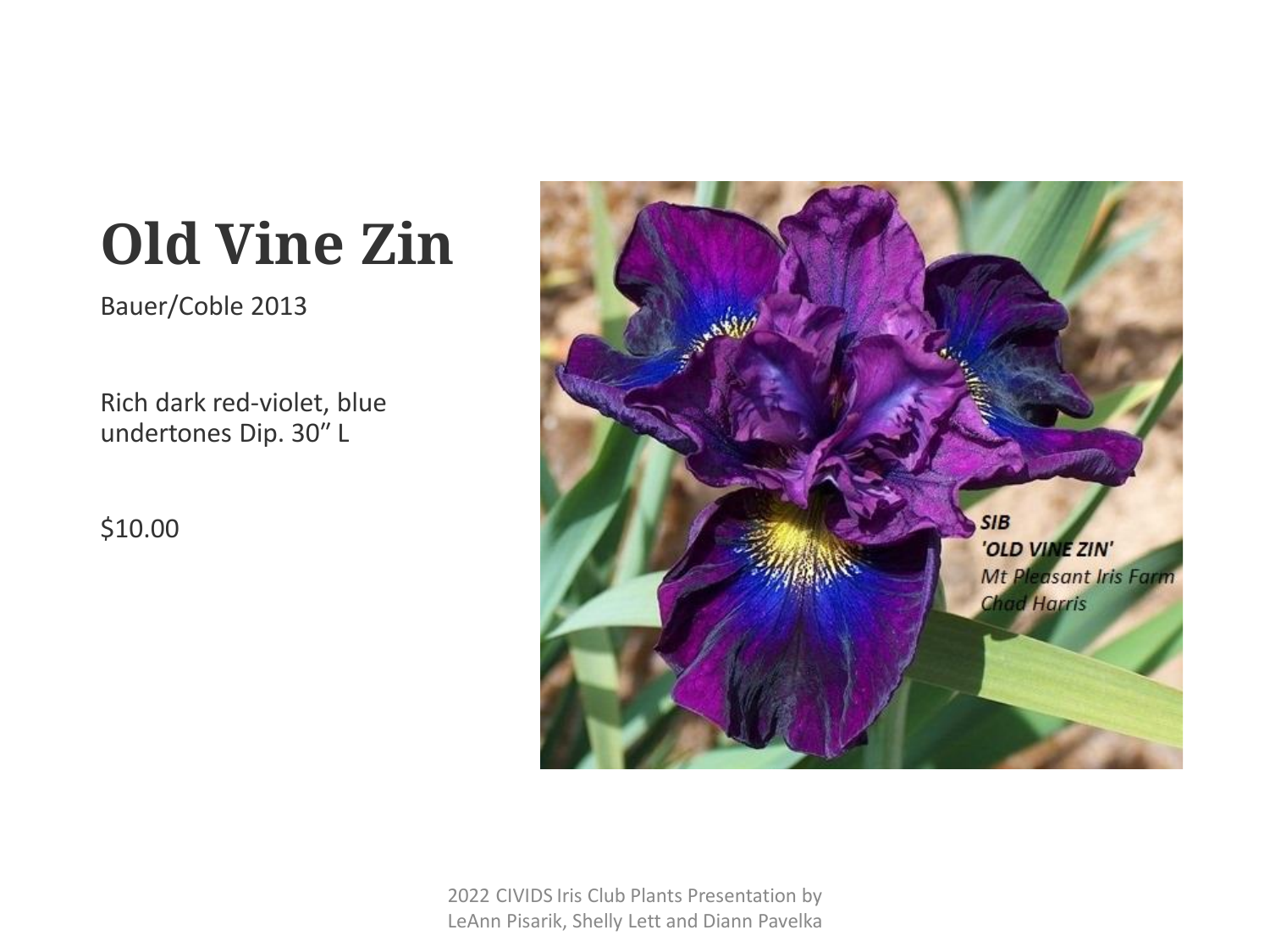# Old Vine Zin

Bauer/Coble 2013

Rich dark red-violet, blue undertones Dip. 30" L

$10.00

2022 CIVIDS Iris Club Plants Presentation by LeAnn Pisarik, Shelly Lett and Diann Pavelka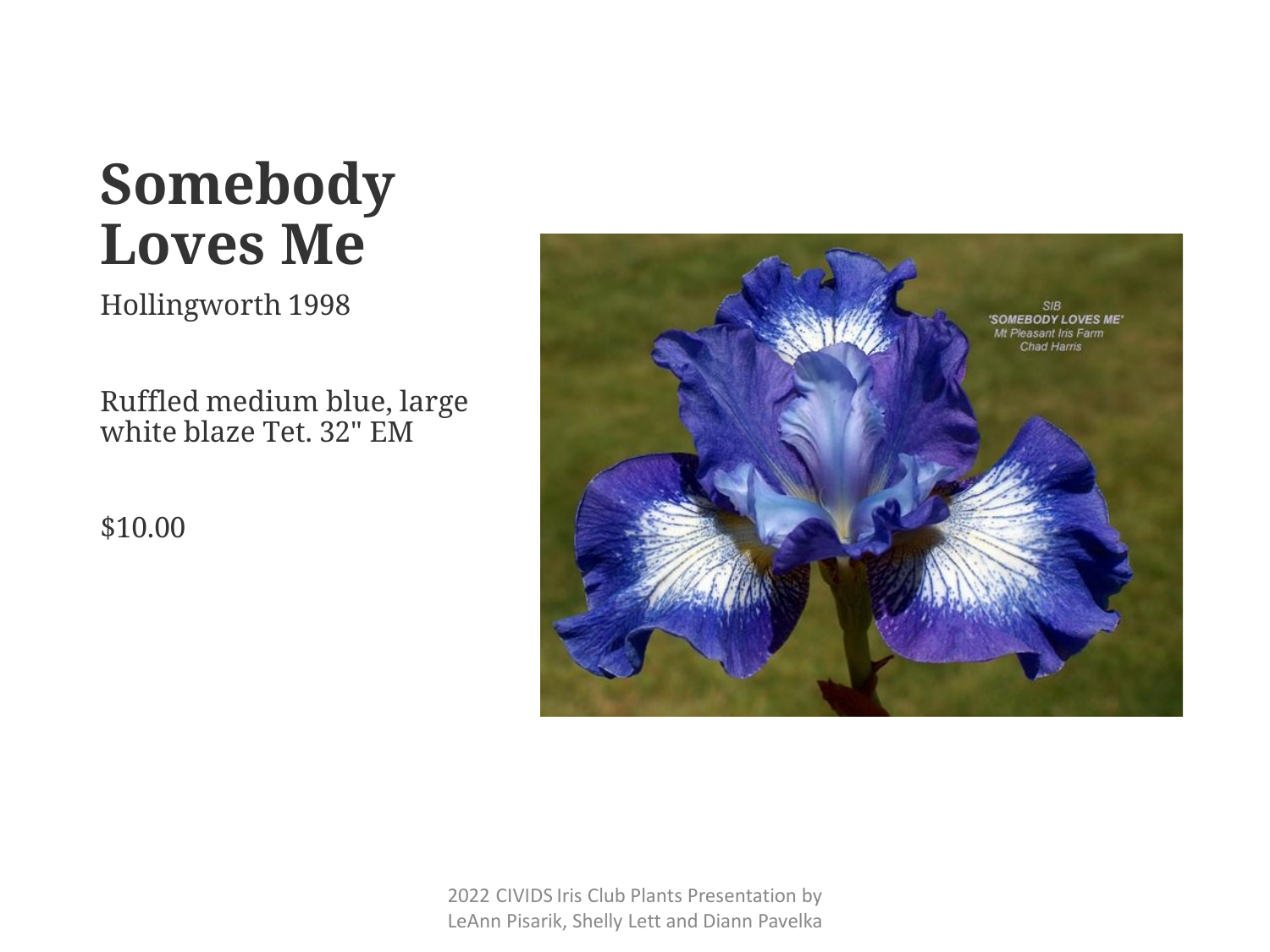# Somebody Loves Me

Hollingworth 1998

Ruffled medium blue, large white blaze Tet. 32" EM

$10.00

2022 CIVIDS Iris Club Plants Presentation by LeAnn Pisarik, Shelly Lett and Diann Pavelka